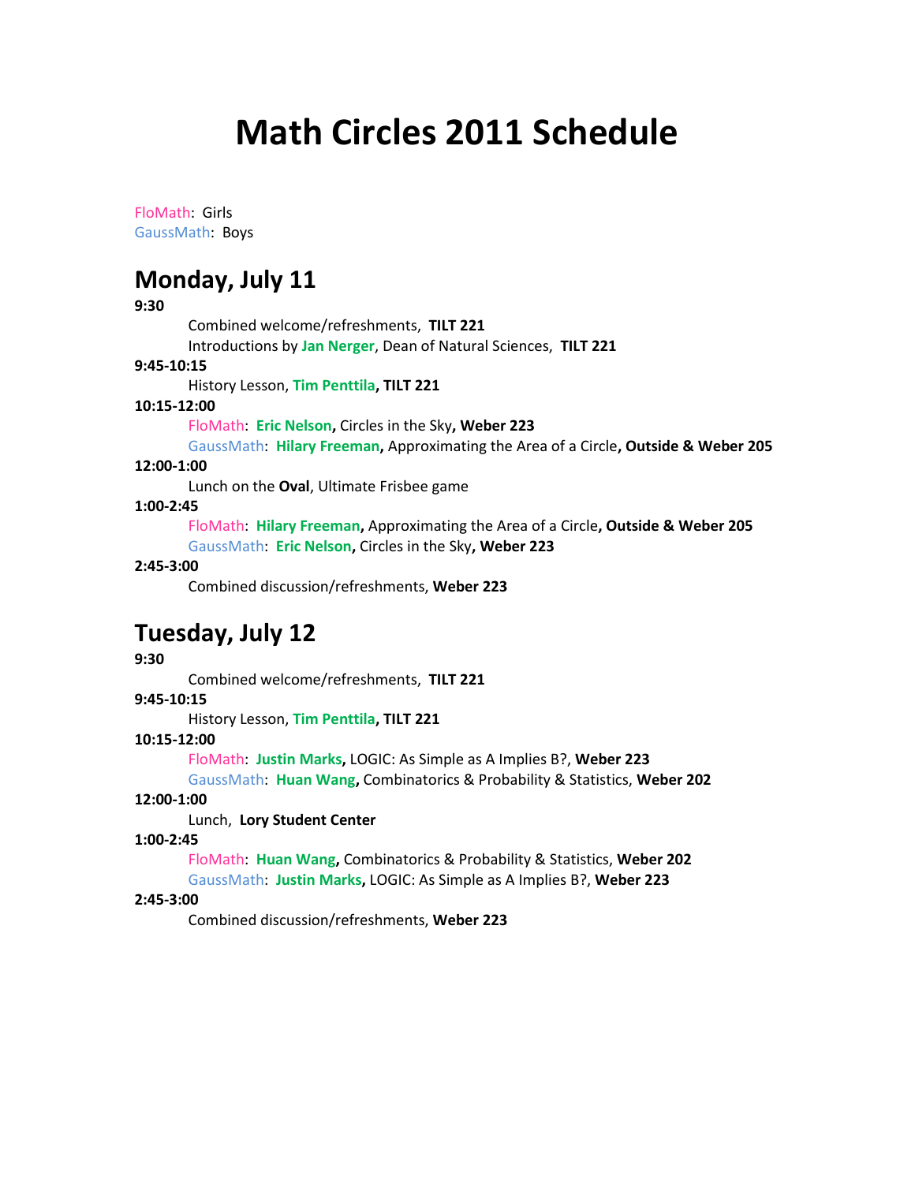# Math Circles 2011 Schedule

FloMath: Girls
GaussMath: Boys

## Monday, July 11

**9:30**

Combined welcome/refreshments, **TILT 221**
Introductions by **Jan Nerger**, Dean of Natural Sciences, **TILT 221**

**9:45-10:15**

History Lesson, **Tim Penttila, TILT 221**

**10:15-12:00**

FloMath: **Eric Nelson,** Circles in the Sky**, Weber 223**
GaussMath: **Hilary Freeman,** Approximating the Area of a Circle**, Outside & Weber 205**

**12:00-1:00**

Lunch on the **Oval**, Ultimate Frisbee game

**1:00-2:45**

FloMath: **Hilary Freeman,** Approximating the Area of a Circle**, Outside & Weber 205**
GaussMath: **Eric Nelson,** Circles in the Sky**, Weber 223**

**2:45-3:00**

Combined discussion/refreshments, **Weber 223**

## Tuesday, July 12

**9:30**

Combined welcome/refreshments, **TILT 221**

**9:45-10:15**

History Lesson, **Tim Penttila, TILT 221**

**10:15-12:00**

FloMath: **Justin Marks,** LOGIC: As Simple as A Implies B?, **Weber 223**
GaussMath: **Huan Wang,** Combinatorics & Probability & Statistics, **Weber 202**

**12:00-1:00**

Lunch, **Lory Student Center**

**1:00-2:45**

FloMath: **Huan Wang,** Combinatorics & Probability & Statistics, **Weber 202**
GaussMath: **Justin Marks,** LOGIC: As Simple as A Implies B?, **Weber 223**

**2:45-3:00**

Combined discussion/refreshments, **Weber 223**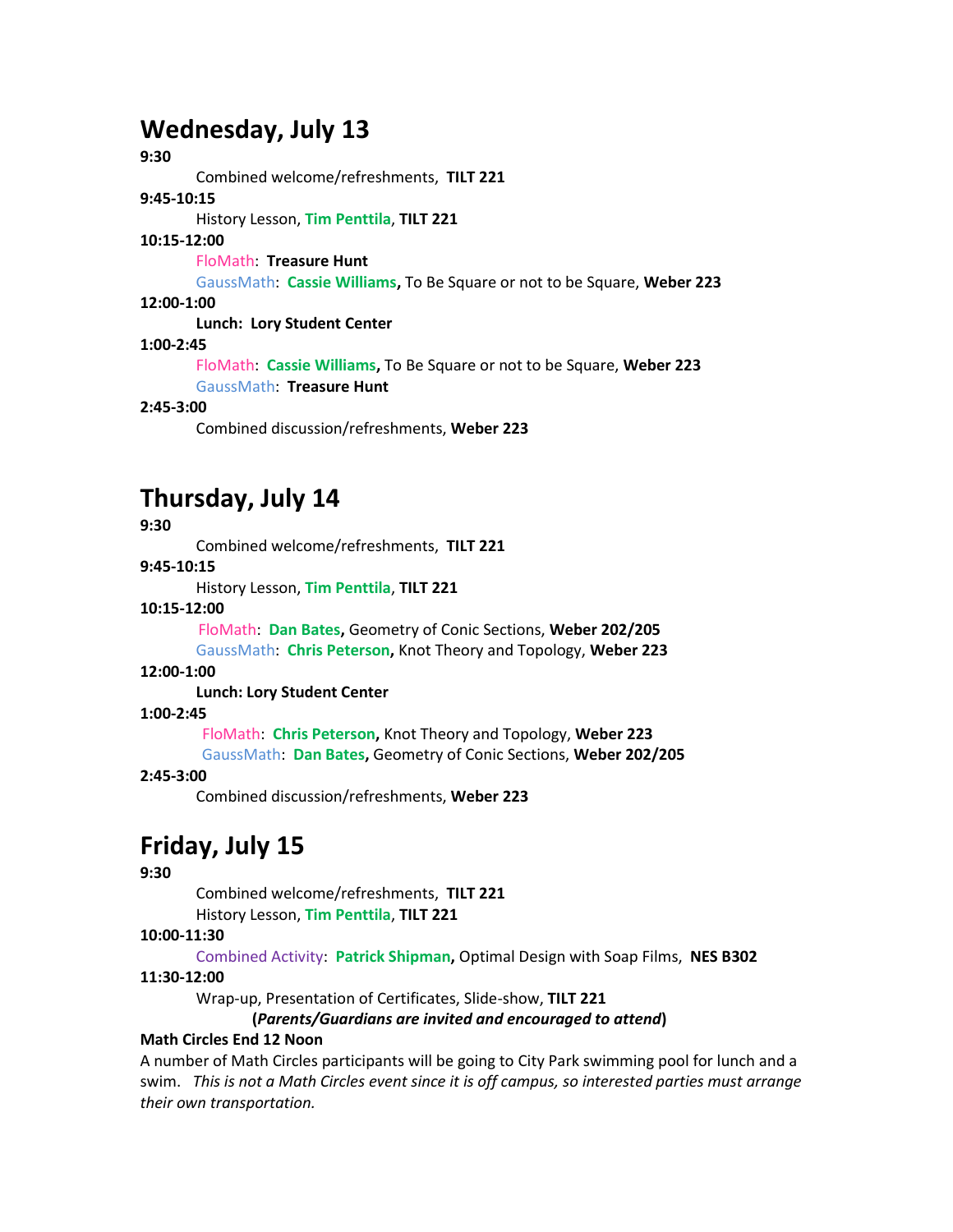# Wednesday, July 13

**9:30**

Combined welcome/refreshments, **TILT 221**

**9:45-10:15**

History Lesson, **Tim Penttila**, **TILT 221**

**10:15-12:00**

FloMath: **Treasure Hunt**

GaussMath: **Cassie Williams,** To Be Square or not to be Square, **Weber 223**

**12:00-1:00**

**Lunch: Lory Student Center**

**1:00-2:45**

FloMath: **Cassie Williams,** To Be Square or not to be Square, **Weber 223**

GaussMath: **Treasure Hunt**

**2:45-3:00**

Combined discussion/refreshments, **Weber 223**

# Thursday, July 14

**9:30**

Combined welcome/refreshments, **TILT 221**

**9:45-10:15**

History Lesson, **Tim Penttila**, **TILT 221**

**10:15-12:00**

FloMath: **Dan Bates,** Geometry of Conic Sections, **Weber 202/205**

GaussMath: **Chris Peterson,** Knot Theory and Topology, **Weber 223**

**12:00-1:00**

**Lunch: Lory Student Center**

**1:00-2:45**

FloMath: **Chris Peterson,** Knot Theory and Topology, **Weber 223**

GaussMath: **Dan Bates,** Geometry of Conic Sections, **Weber 202/205**

**2:45-3:00**

Combined discussion/refreshments, **Weber 223**

# Friday, July 15

**9:30**

Combined welcome/refreshments, **TILT 221**

History Lesson, **Tim Penttila**, **TILT 221**

**10:00-11:30**

Combined Activity: **Patrick Shipman,** Optimal Design with Soap Films, **NES B302**

**11:30-12:00**

Wrap-up, Presentation of Certificates, Slide-show, **TILT 221**

**(*Parents/Guardians are invited and encouraged to attend*)**

**Math Circles End 12 Noon**

A number of Math Circles participants will be going to City Park swimming pool for lunch and a swim. *This is not a Math Circles event since it is off campus, so interested parties must arrange their own transportation.*